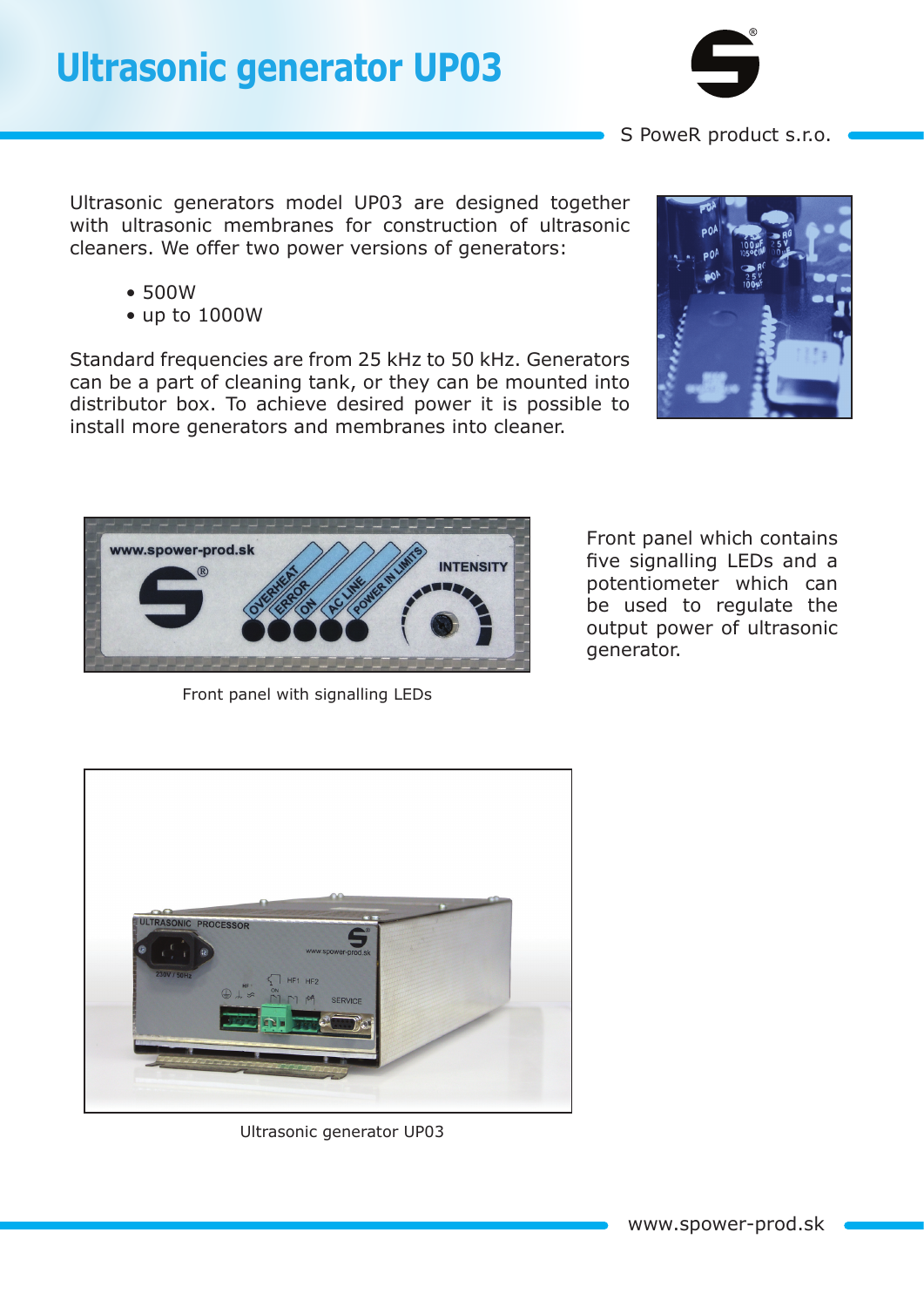# Ultrasonic generator UP03

S PoweR product s.r.o.

Ultrasonic generators model UP03 are designed together with ultrasonic membranes for construction of ultrasonic cleaners. We offer two power versions of generators:

- 500W
- up to 1000W

Standard frequencies are from 25 kHz to 50 kHz. Generators can be a part of cleaning tank, or they can be mounted into distributor box. To achieve desired power it is possible to install more generators and membranes into cleaner.

Front panel which contains five signalling LEDs and a potentiometer which can be used to regulate the output power of ultrasonic generator.

Front panel with signalling LEDs

Ultrasonic generator UP03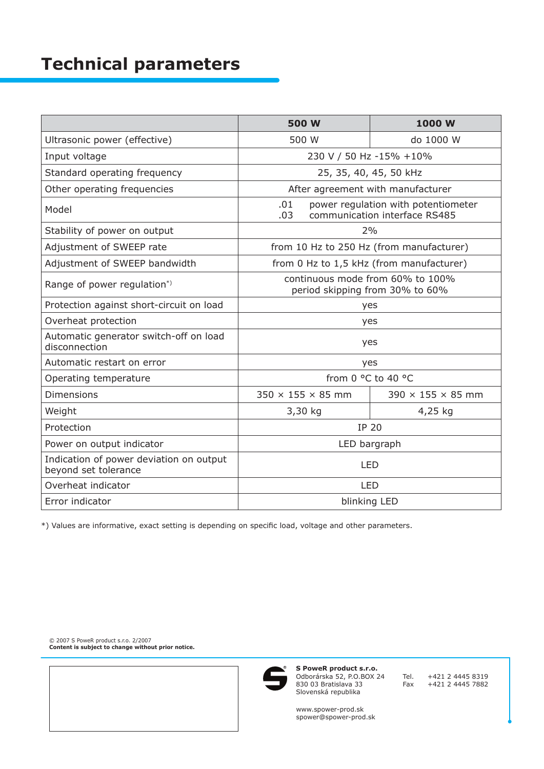# Technical parameters

| | 500 W | 1000 W |
|---|---|---|
| Ultrasonic power (effective) | 500 W | do 1000 W |
| Input voltage | 230 V / 50 Hz -15% +10% | |
| Standard operating frequency | 25, 35, 40, 45, 50 kHz | |
| Other operating frequencies | After agreement with manufacturer | |
| Model | .01 power regulation with potentiometer<br>.03 communication interface RS485 | |
| Stability of power on output | 2% | |
| Adjustment of SWEEP rate | from 10 Hz to 250 Hz (from manufacturer) | |
| Adjustment of SWEEP bandwidth | from 0 Hz to 1,5 kHz (from manufacturer) | |
| Range of power regulation*) | continuous mode from 60% to 100%<br>period skipping from 30% to 60% | |
| Protection against short-circuit on load | yes | |
| Overheat protection | yes | |
| Automatic generator switch-off on load disconnection | yes | |
| Automatic restart on error | yes | |
| Operating temperature | from 0 °C to 40 °C | |
| Dimensions | 350 × 155 × 85 mm | 390 × 155 × 85 mm |
| Weight | 3,30 kg | 4,25 kg |
| Protection | IP 20 | |
| Power on output indicator | LED bargraph | |
| Indication of power deviation on output beyond set tolerance | LED | |
| Overheat indicator | LED | |
| Error indicator | blinking LED | |

*) Values are informative, exact setting is depending on specific load, voltage and other parameters.

© 2007 S PoweR product s.r.o. 2/2007
**Content is subject to change without prior notice.**

**S PoweR product s.r.o.**
Odborárska 52, P.O.BOX 24
830 03 Bratislava 33
Slovenská republika

Tel. +421 2 4445 8319
Fax +421 2 4445 7882

www.spower-prod.sk
spower@spower-prod.sk